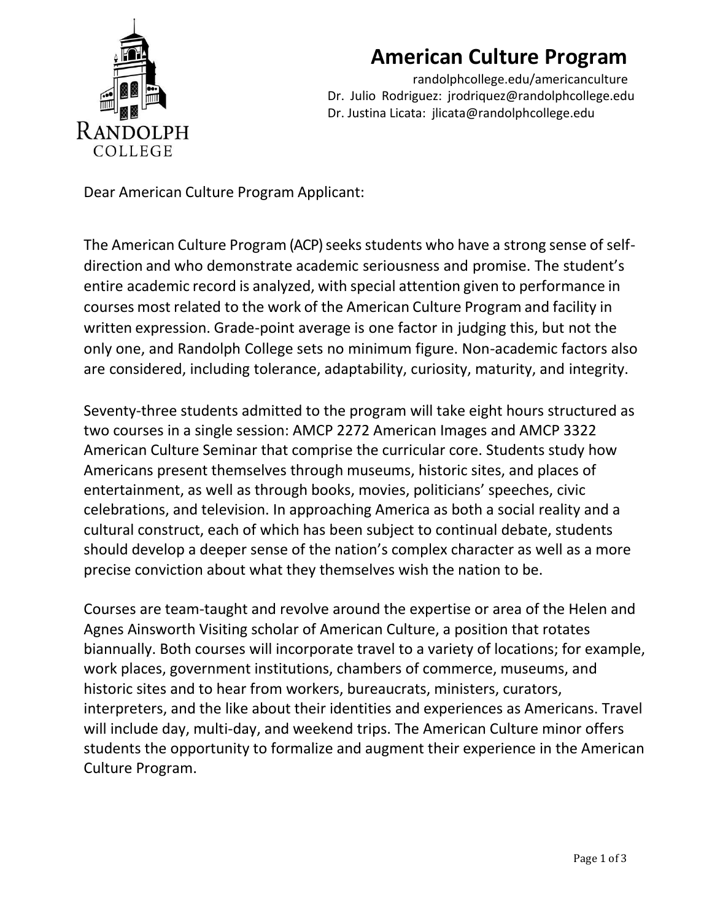# American Culture Program

randolphcollege.edu/americanculture
Dr. Julio Rodriguez: jrodriquez@randolphcollege.edu
Dr. Justina Licata: jlicata@randolphcollege.edu

Dear American Culture Program Applicant:

The American Culture Program (ACP) seeks students who have a strong sense of self-direction and who demonstrate academic seriousness and promise. The student's entire academic record is analyzed, with special attention given to performance in courses most related to the work of the American Culture Program and facility in written expression. Grade-point average is one factor in judging this, but not the only one, and Randolph College sets no minimum figure. Non-academic factors also are considered, including tolerance, adaptability, curiosity, maturity, and integrity.

Seventy-three students admitted to the program will take eight hours structured as two courses in a single session: AMCP 2272 American Images and AMCP 3322 American Culture Seminar that comprise the curricular core. Students study how Americans present themselves through museums, historic sites, and places of entertainment, as well as through books, movies, politicians' speeches, civic celebrations, and television. In approaching America as both a social reality and a cultural construct, each of which has been subject to continual debate, students should develop a deeper sense of the nation's complex character as well as a more precise conviction about what they themselves wish the nation to be.

Courses are team-taught and revolve around the expertise or area of the Helen and Agnes Ainsworth Visiting scholar of American Culture, a position that rotates biannually. Both courses will incorporate travel to a variety of locations; for example, work places, government institutions, chambers of commerce, museums, and historic sites and to hear from workers, bureaucrats, ministers, curators, interpreters, and the like about their identities and experiences as Americans. Travel will include day, multi-day, and weekend trips. The American Culture minor offers students the opportunity to formalize and augment their experience in the American Culture Program.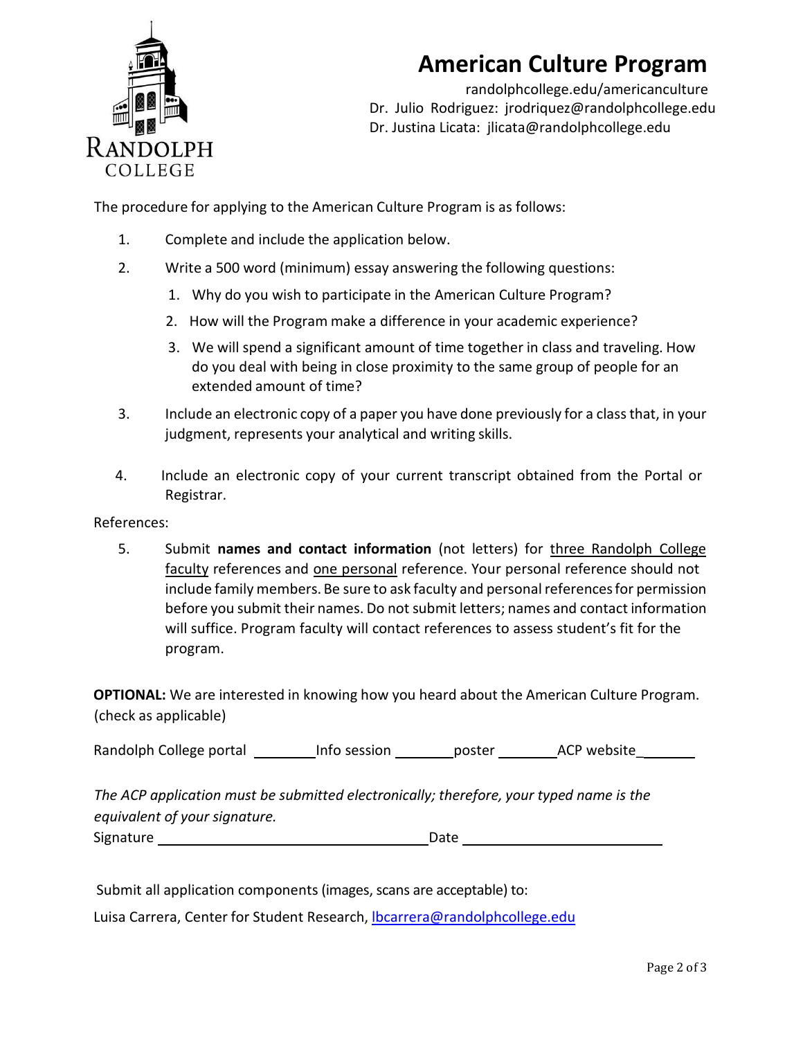RANDOLPH COLLEGE

# American Culture Program

randolphcollege.edu/americanculture
Dr. Julio Rodriguez: jrodriquez@randolphcollege.edu
Dr. Justina Licata: jlicata@randolphcollege.edu

The procedure for applying to the American Culture Program is as follows:

1. Complete and include the application below.
2. Write a 500 word (minimum) essay answering the following questions:
   1. Why do you wish to participate in the American Culture Program?
   2. How will the Program make a difference in your academic experience?
   3. We will spend a significant amount of time together in class and traveling. How do you deal with being in close proximity to the same group of people for an extended amount of time?
3. Include an electronic copy of a paper you have done previously for a class that, in your judgment, represents your analytical and writing skills.
4. Include an electronic copy of your current transcript obtained from the Portal or Registrar.

References:

5. Submit **names and contact information** (not letters) for <u>three Randolph College faculty</u> references and <u>one personal</u> reference. Your personal reference should not include family members. Be sure to ask faculty and personal references for permission before you submit their names. Do not submit letters; names and contact information will suffice. Program faculty will contact references to assess student's fit for the program.

**OPTIONAL:** We are interested in knowing how you heard about the American Culture Program. (check as applicable)

Randolph College portal ________ Info session ________ poster ________ ACP website ________

*The ACP application must be submitted electronically; therefore, your typed name is the equivalent of your signature.*

Signature ________________________________ Date ________________________

Submit all application components (images, scans are acceptable) to:

Luisa Carrera, Center for Student Research, lbcarrera@randolphcollege.edu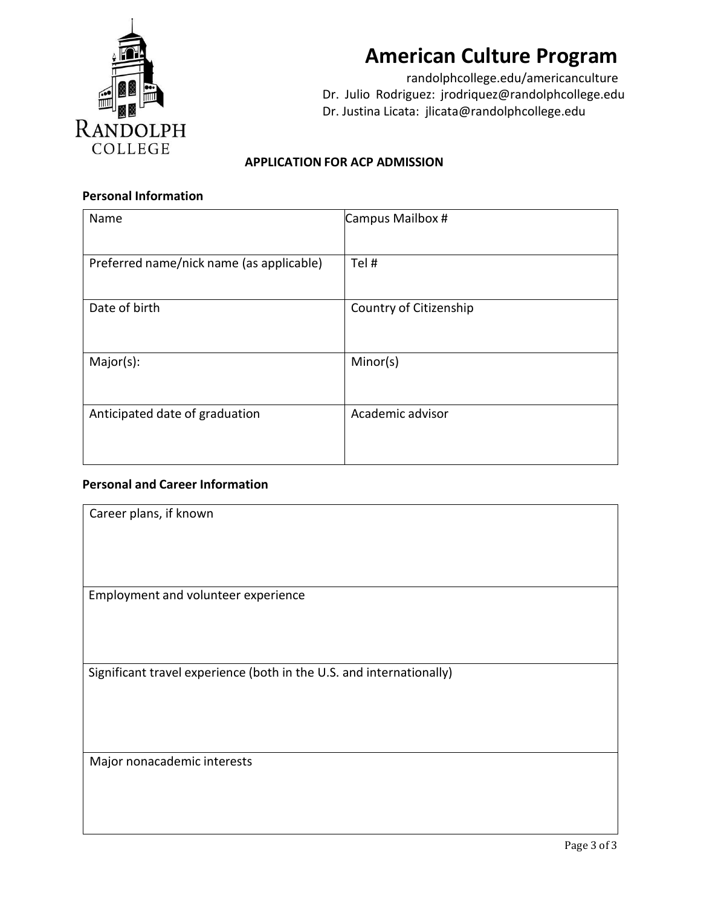# American Culture Program

randolphcollege.edu/americanculture
Dr. Julio Rodriguez: jrodriquez@randolphcollege.edu
Dr. Justina Licata: jlicata@randolphcollege.edu

RANDOLPH COLLEGE

**APPLICATION FOR ACP ADMISSION**

**Personal Information**

| | |
|---|---|
| Name | Campus Mailbox # |
| Preferred name/nick name (as applicable) | Tel # |
| Date of birth | Country of Citizenship |
| Major(s): | Minor(s) |
| Anticipated date of graduation | Academic advisor |

**Personal and Career Information**

| |
|---|
| Career plans, if known |
| Employment and volunteer experience |
| Significant travel experience (both in the U.S. and internationally) |
| Major nonacademic interests |